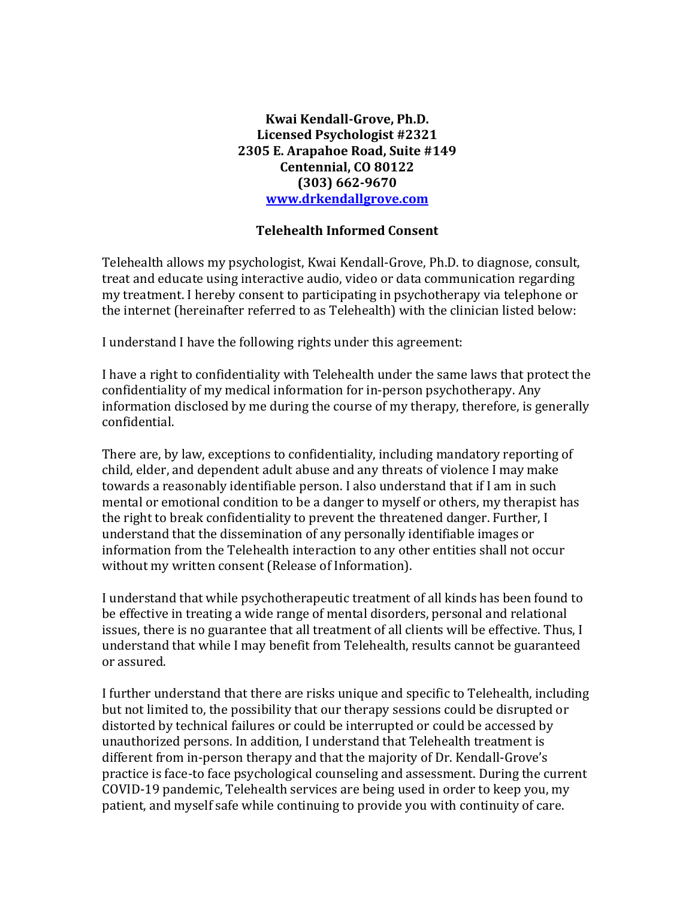**Kwai Kendall-Grove, Ph.D.**
**Licensed Psychologist #2321**
**2305 E. Arapahoe Road, Suite #149**
**Centennial, CO 80122**
**(303) 662-9670**
**[www.drkendallgrove.com](http://www.drkendallgrove.com)**

## Telehealth Informed Consent

Telehealth allows my psychologist, Kwai Kendall-Grove, Ph.D. to diagnose, consult, treat and educate using interactive audio, video or data communication regarding my treatment. I hereby consent to participating in psychotherapy via telephone or the internet (hereinafter referred to as Telehealth) with the clinician listed below:

I understand I have the following rights under this agreement:

I have a right to confidentiality with Telehealth under the same laws that protect the confidentiality of my medical information for in-person psychotherapy. Any information disclosed by me during the course of my therapy, therefore, is generally confidential.

There are, by law, exceptions to confidentiality, including mandatory reporting of child, elder, and dependent adult abuse and any threats of violence I may make towards a reasonably identifiable person. I also understand that if I am in such mental or emotional condition to be a danger to myself or others, my therapist has the right to break confidentiality to prevent the threatened danger. Further, I understand that the dissemination of any personally identifiable images or information from the Telehealth interaction to any other entities shall not occur without my written consent (Release of Information).

I understand that while psychotherapeutic treatment of all kinds has been found to be effective in treating a wide range of mental disorders, personal and relational issues, there is no guarantee that all treatment of all clients will be effective. Thus, I understand that while I may benefit from Telehealth, results cannot be guaranteed or assured.

I further understand that there are risks unique and specific to Telehealth, including but not limited to, the possibility that our therapy sessions could be disrupted or distorted by technical failures or could be interrupted or could be accessed by unauthorized persons. In addition, I understand that Telehealth treatment is different from in-person therapy and that the majority of Dr. Kendall-Grove's practice is face-to face psychological counseling and assessment. During the current COVID-19 pandemic, Telehealth services are being used in order to keep you, my patient, and myself safe while continuing to provide you with continuity of care.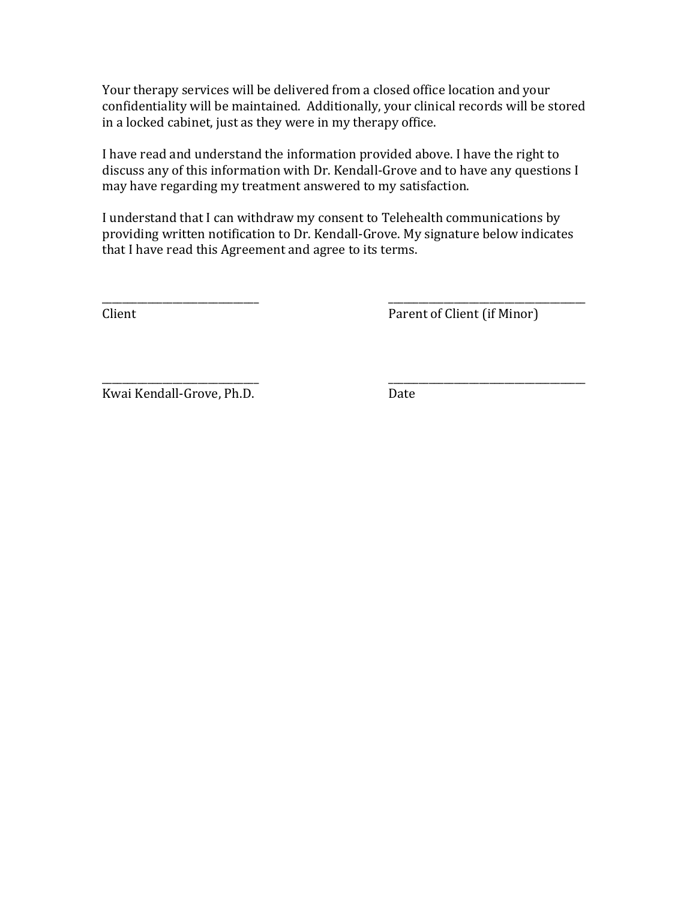Your therapy services will be delivered from a closed office location and your confidentiality will be maintained. Additionally, your clinical records will be stored in a locked cabinet, just as they were in my therapy office.

I have read and understand the information provided above. I have the right to discuss any of this information with Dr. Kendall-Grove and to have any questions I may have regarding my treatment answered to my satisfaction.

I understand that I can withdraw my consent to Telehealth communications by providing written notification to Dr. Kendall-Grove. My signature below indicates that I have read this Agreement and agree to its terms.

| | |
|---|---|
| ______________________________ | ______________________________________ |
| Client | Parent of Client (if Minor) |
| ______________________________ | ______________________________________ |
| Kwai Kendall-Grove, Ph.D. | Date |